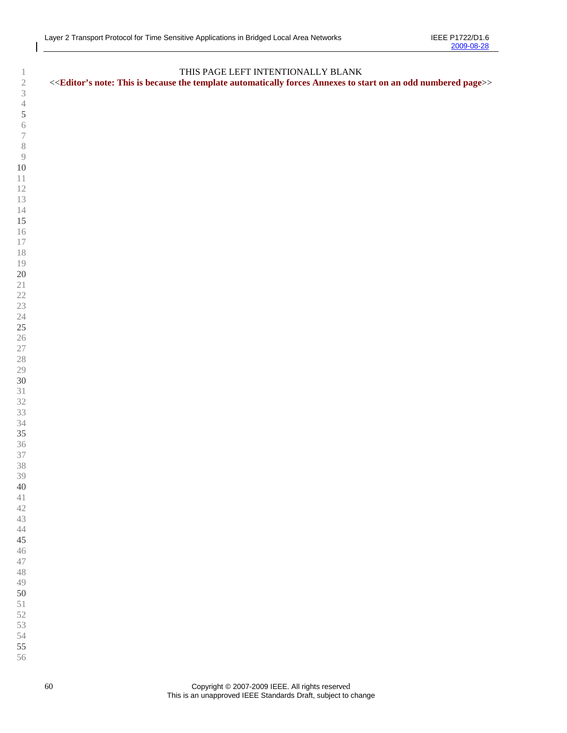THIS PAGE LEFT INTENTIONALLY BLANK

<<**Editor's note: This is because the template automatically forces Annexes to start on an odd numbered page**>>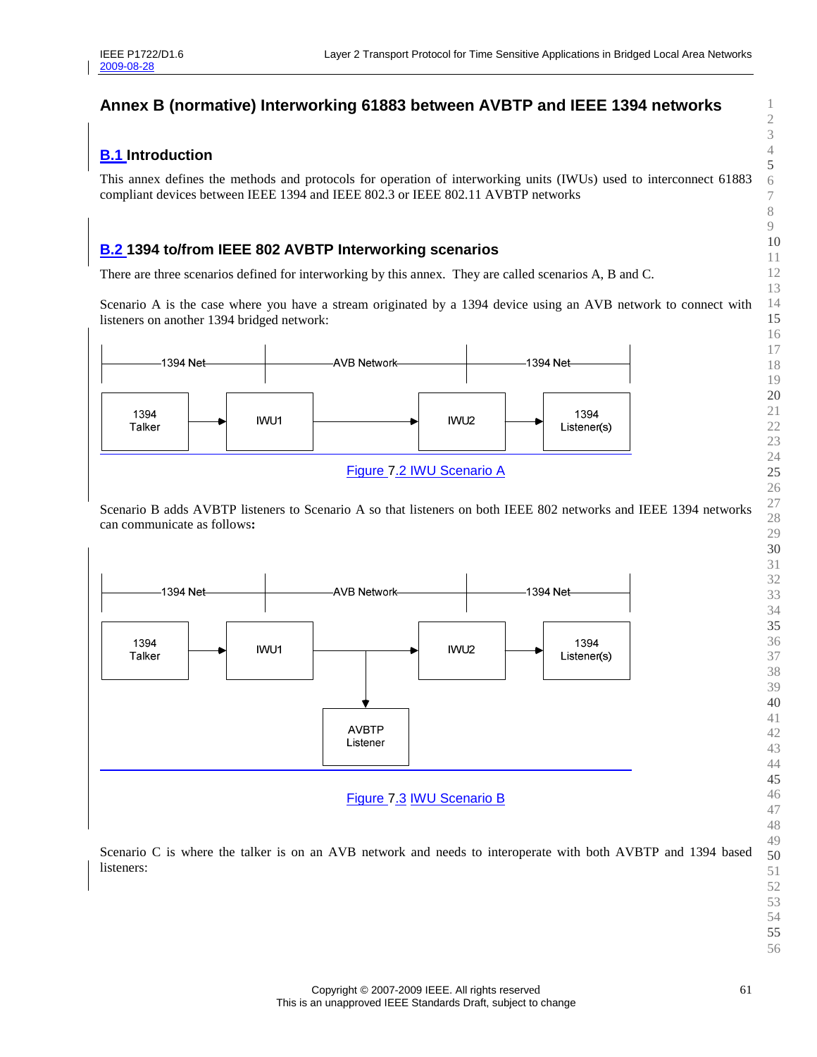# Annex B (normative) Interworking 61883 between AVBTP and IEEE 1394 networks

## B.1 Introduction

This annex defines the methods and protocols for operation of interworking units (IWUs) used to interconnect 61883 compliant devices between IEEE 1394 and IEEE 802.3 or IEEE 802.11 AVBTP networks

## B.2 1394 to/from IEEE 802 AVBTP Interworking scenarios

There are three scenarios defined for interworking by this annex. They are called scenarios A, B and C.

Scenario A is the case where you have a stream originated by a 1394 device using an AVB network to connect with listeners on another 1394 bridged network:

Figure 7.2 IWU Scenario A

Scenario B adds AVBTP listeners to Scenario A so that listeners on both IEEE 802 networks and IEEE 1394 networks can communicate as follows**:**

Figure 7.3 IWU Scenario B

Scenario C is where the talker is on an AVB network and needs to interoperate with both AVBTP and 1394 based listeners: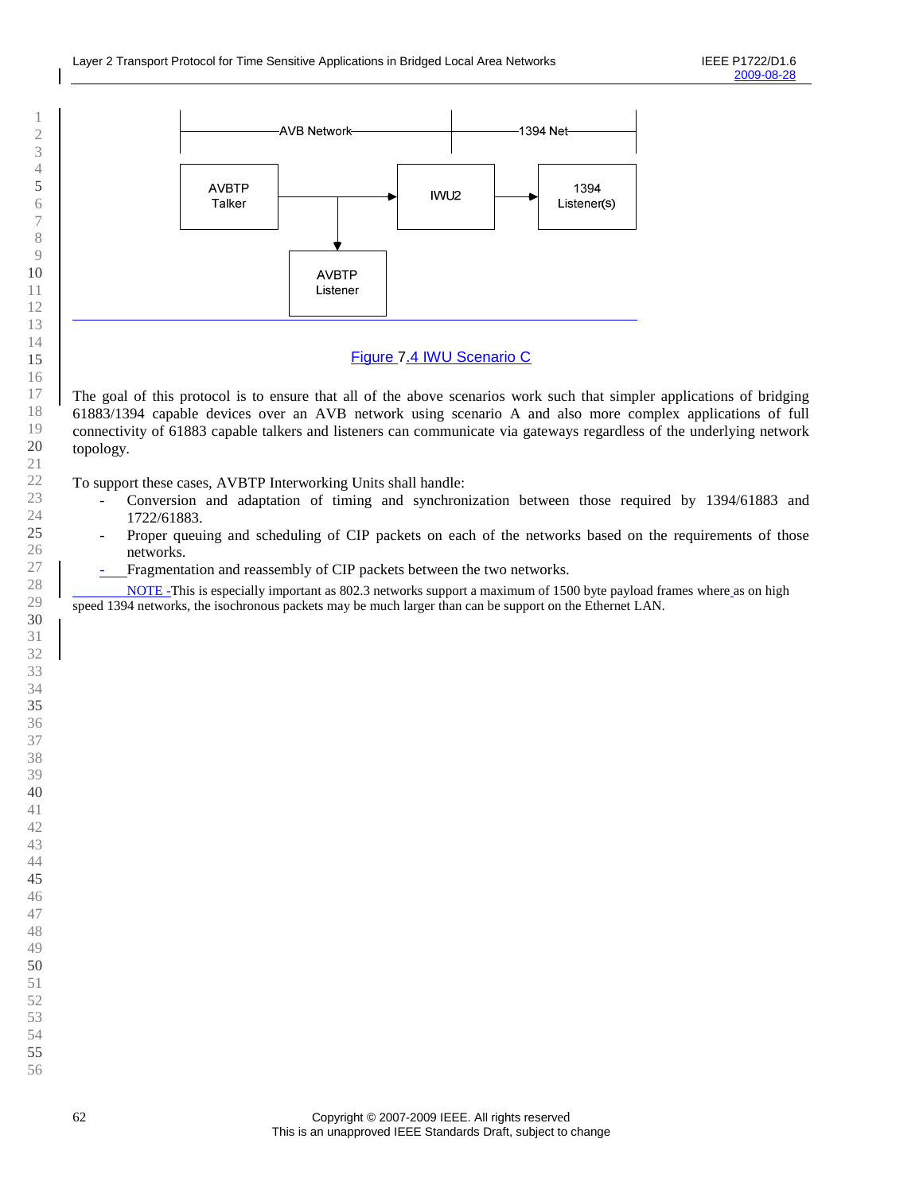AVB Network | 1394 Net

AVBTP Talker → IWU2 → 1394 Listener(s)

AVBTP Listener

Figure 7.4 IWU Scenario C

The goal of this protocol is to ensure that all of the above scenarios work such that simpler applications of bridging 61883/1394 capable devices over an AVB network using scenario A and also more complex applications of full connectivity of 61883 capable talkers and listeners can communicate via gateways regardless of the underlying network topology.

To support these cases, AVBTP Interworking Units shall handle:

- Conversion and adaptation of timing and synchronization between those required by 1394/61883 and 1722/61883.
- Proper queuing and scheduling of CIP packets on each of the networks based on the requirements of those networks.
- Fragmentation and reassembly of CIP packets between the two networks.

NOTE - This is especially important as 802.3 networks support a maximum of 1500 byte payload frames where as on high speed 1394 networks, the isochronous packets may be much larger than can be support on the Ethernet LAN.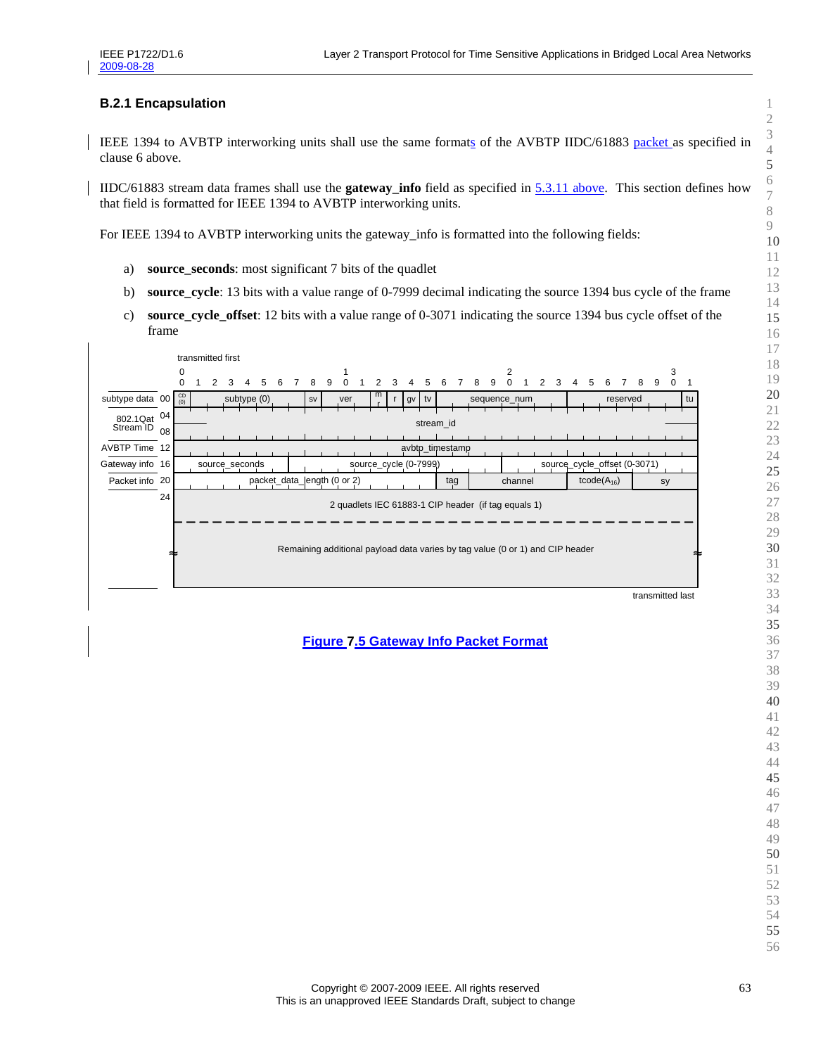### B.2.1 Encapsulation

IEEE 1394 to AVBTP interworking units shall use the same formats of the AVBTP IIDC/61883 packet as specified in clause 6 above.

IIDC/61883 stream data frames shall use the **gateway_info** field as specified in 5.3.11 above. This section defines how that field is formatted for IEEE 1394 to AVBTP interworking units.

For IEEE 1394 to AVBTP interworking units the gateway_info is formatted into the following fields:

a) **source_seconds**: most significant 7 bits of the quadlet

b) **source_cycle**: 13 bits with a value range of 0-7999 decimal indicating the source 1394 bus cycle of the frame

c) **source_cycle_offset**: 12 bits with a value range of 0-3071 indicating the source 1394 bus cycle offset of the frame

| | Offset | Fields (bits 0–31, transmitted first) |
|---|---|---|
| subtype data | 00 | CD (0) \| subtype (0) \| sv \| ver \| mr \| r \| gv \| tv \| sequence_num \| reserved \| tu |
| 802.1Qat Stream ID | 04 | stream_id |
| | 08 | |
| AVBTP Time | 12 | avbtp_timestamp |
| Gateway info | 16 | source_seconds \| source_cycle (0-7999) \| source_cycle_offset (0-3071) |
| Packet info | 20 | packet_data_length (0 or 2) \| tag \| channel \| tcode($A_{16}$) \| sy |
| | 24 | 2 quadlets IEC 61883-1 CIP header (if tag equals 1) |
| | | Remaining additional payload data varies by tag value (0 or 1) and CIP header |

transmitted last

**Figure 7.5 Gateway Info Packet Format**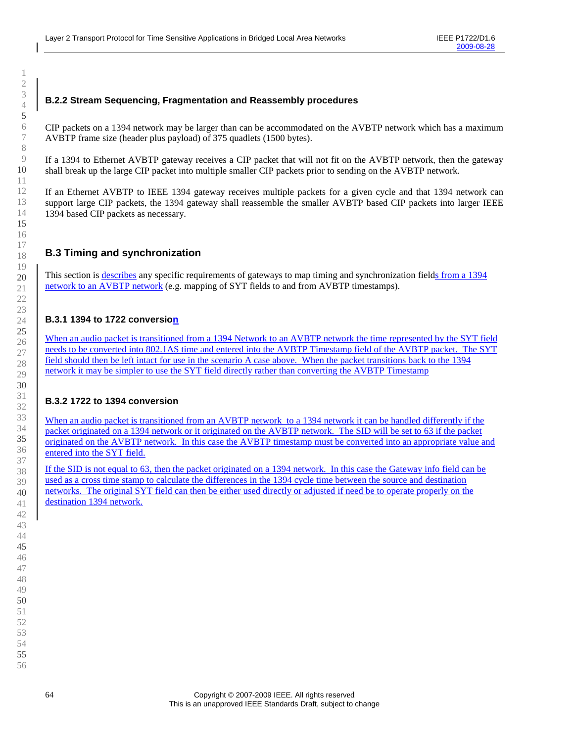### B.2.2 Stream Sequencing, Fragmentation and Reassembly procedures

CIP packets on a 1394 network may be larger than can be accommodated on the AVBTP network which has a maximum AVBTP frame size (header plus payload) of 375 quadlets (1500 bytes).

If a 1394 to Ethernet AVBTP gateway receives a CIP packet that will not fit on the AVBTP network, then the gateway shall break up the large CIP packet into multiple smaller CIP packets prior to sending on the AVBTP network.

If an Ethernet AVBTP to IEEE 1394 gateway receives multiple packets for a given cycle and that 1394 network can support large CIP packets, the 1394 gateway shall reassemble the smaller AVBTP based CIP packets into larger IEEE 1394 based CIP packets as necessary.

## B.3 Timing and synchronization

This section is describes any specific requirements of gateways to map timing and synchronization fields from a 1394 network to an AVBTP network (e.g. mapping of SYT fields to and from AVBTP timestamps).

### B.3.1 1394 to 1722 conversion

When an audio packet is transitioned from a 1394 Network to an AVBTP network the time represented by the SYT field needs to be converted into 802.1AS time and entered into the AVBTP Timestamp field of the AVBTP packet. The SYT field should then be left intact for use in the scenario A case above. When the packet transitions back to the 1394 network it may be simpler to use the SYT field directly rather than converting the AVBTP Timestamp

### B.3.2 1722 to 1394 conversion

When an audio packet is transitioned from an AVBTP network to a 1394 network it can be handled differently if the packet originated on a 1394 network or it originated on the AVBTP network. The SID will be set to 63 if the packet originated on the AVBTP network. In this case the AVBTP timestamp must be converted into an appropriate value and entered into the SYT field.

If the SID is not equal to 63, then the packet originated on a 1394 network. In this case the Gateway info field can be used as a cross time stamp to calculate the differences in the 1394 cycle time between the source and destination networks. The original SYT field can then be either used directly or adjusted if need be to operate properly on the destination 1394 network.